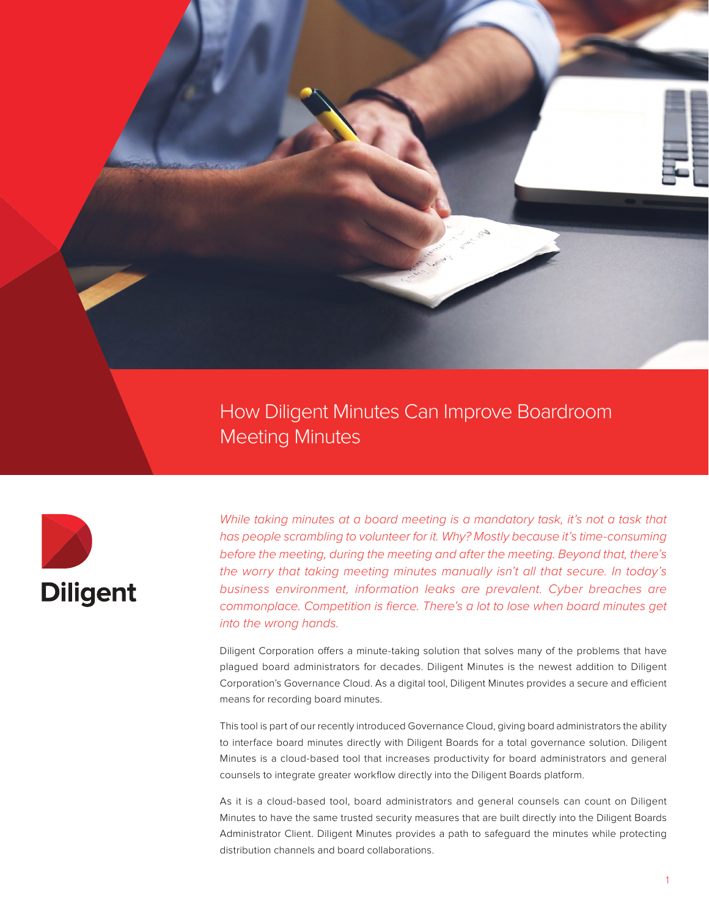# How Diligent Minutes Can Improve Boardroom Meeting Minutes

Diligent

*While taking minutes at a board meeting is a mandatory task, it's not a task that has people scrambling to volunteer for it. Why? Mostly because it's time-consuming before the meeting, during the meeting and after the meeting. Beyond that, there's the worry that taking meeting minutes manually isn't all that secure. In today's business environment, information leaks are prevalent. Cyber breaches are commonplace. Competition is fierce. There's a lot to lose when board minutes get into the wrong hands.*

Diligent Corporation offers a minute-taking solution that solves many of the problems that have plagued board administrators for decades. Diligent Minutes is the newest addition to Diligent Corporation's Governance Cloud. As a digital tool, Diligent Minutes provides a secure and efficient means for recording board minutes.

This tool is part of our recently introduced Governance Cloud, giving board administrators the ability to interface board minutes directly with Diligent Boards for a total governance solution. Diligent Minutes is a cloud-based tool that increases productivity for board administrators and general counsels to integrate greater workflow directly into the Diligent Boards platform.

As it is a cloud-based tool, board administrators and general counsels can count on Diligent Minutes to have the same trusted security measures that are built directly into the Diligent Boards Administrator Client. Diligent Minutes provides a path to safeguard the minutes while protecting distribution channels and board collaborations.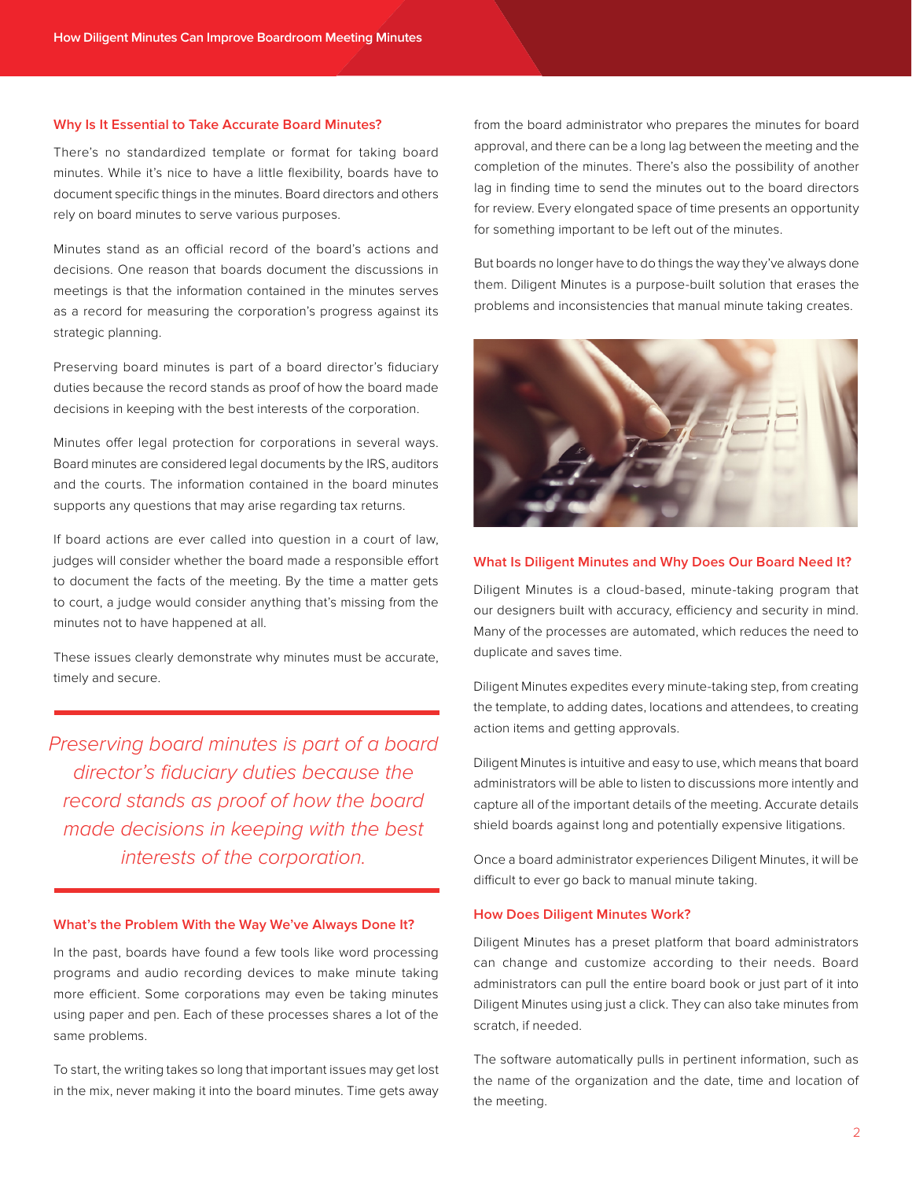## Why Is It Essential to Take Accurate Board Minutes?

There's no standardized template or format for taking board minutes. While it's nice to have a little flexibility, boards have to document specific things in the minutes. Board directors and others rely on board minutes to serve various purposes.

Minutes stand as an official record of the board's actions and decisions. One reason that boards document the discussions in meetings is that the information contained in the minutes serves as a record for measuring the corporation's progress against its strategic planning.

Preserving board minutes is part of a board director's fiduciary duties because the record stands as proof of how the board made decisions in keeping with the best interests of the corporation.

Minutes offer legal protection for corporations in several ways. Board minutes are considered legal documents by the IRS, auditors and the courts. The information contained in the board minutes supports any questions that may arise regarding tax returns.

If board actions are ever called into question in a court of law, judges will consider whether the board made a responsible effort to document the facts of the meeting. By the time a matter gets to court, a judge would consider anything that's missing from the minutes not to have happened at all.

These issues clearly demonstrate why minutes must be accurate, timely and secure.

*Preserving board minutes is part of a board director's fiduciary duties because the record stands as proof of how the board made decisions in keeping with the best interests of the corporation.*

## What's the Problem With the Way We've Always Done It?

In the past, boards have found a few tools like word processing programs and audio recording devices to make minute taking more efficient. Some corporations may even be taking minutes using paper and pen. Each of these processes shares a lot of the same problems.

To start, the writing takes so long that important issues may get lost in the mix, never making it into the board minutes. Time gets away from the board administrator who prepares the minutes for board approval, and there can be a long lag between the meeting and the completion of the minutes. There's also the possibility of another lag in finding time to send the minutes out to the board directors for review. Every elongated space of time presents an opportunity for something important to be left out of the minutes.

But boards no longer have to do things the way they've always done them. Diligent Minutes is a purpose-built solution that erases the problems and inconsistencies that manual minute taking creates.

## What Is Diligent Minutes and Why Does Our Board Need It?

Diligent Minutes is a cloud-based, minute-taking program that our designers built with accuracy, efficiency and security in mind. Many of the processes are automated, which reduces the need to duplicate and saves time.

Diligent Minutes expedites every minute-taking step, from creating the template, to adding dates, locations and attendees, to creating action items and getting approvals.

Diligent Minutes is intuitive and easy to use, which means that board administrators will be able to listen to discussions more intently and capture all of the important details of the meeting. Accurate details shield boards against long and potentially expensive litigations.

Once a board administrator experiences Diligent Minutes, it will be difficult to ever go back to manual minute taking.

## How Does Diligent Minutes Work?

Diligent Minutes has a preset platform that board administrators can change and customize according to their needs. Board administrators can pull the entire board book or just part of it into Diligent Minutes using just a click. They can also take minutes from scratch, if needed.

The software automatically pulls in pertinent information, such as the name of the organization and the date, time and location of the meeting.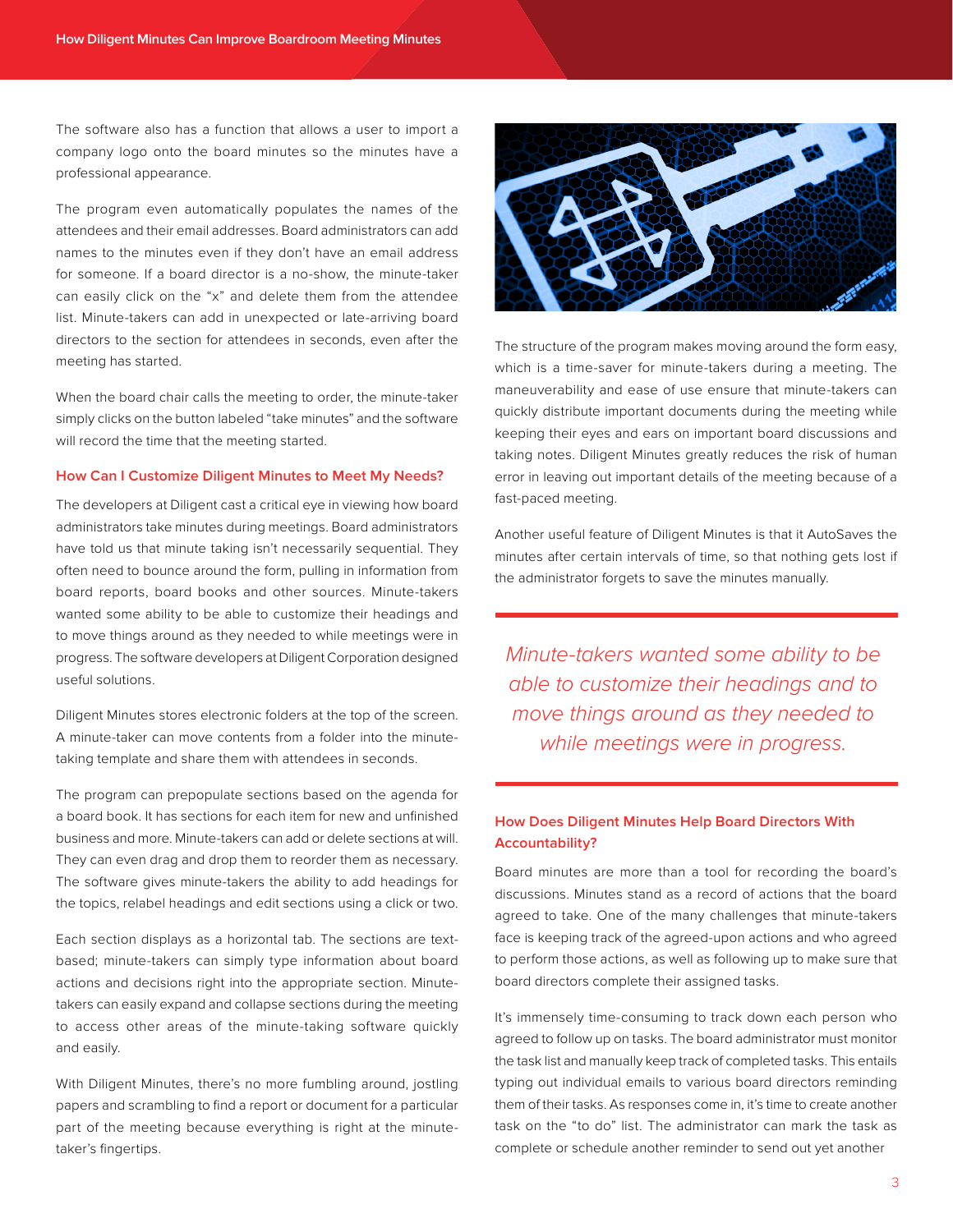The software also has a function that allows a user to import a company logo onto the board minutes so the minutes have a professional appearance.

The program even automatically populates the names of the attendees and their email addresses. Board administrators can add names to the minutes even if they don't have an email address for someone. If a board director is a no-show, the minute-taker can easily click on the "x" and delete them from the attendee list. Minute-takers can add in unexpected or late-arriving board directors to the section for attendees in seconds, even after the meeting has started.

When the board chair calls the meeting to order, the minute-taker simply clicks on the button labeled "take minutes" and the software will record the time that the meeting started.

### How Can I Customize Diligent Minutes to Meet My Needs?

The developers at Diligent cast a critical eye in viewing how board administrators take minutes during meetings. Board administrators have told us that minute taking isn't necessarily sequential. They often need to bounce around the form, pulling in information from board reports, board books and other sources. Minute-takers wanted some ability to be able to customize their headings and to move things around as they needed to while meetings were in progress. The software developers at Diligent Corporation designed useful solutions.

Diligent Minutes stores electronic folders at the top of the screen. A minute-taker can move contents from a folder into the minute-taking template and share them with attendees in seconds.

The program can prepopulate sections based on the agenda for a board book. It has sections for each item for new and unfinished business and more. Minute-takers can add or delete sections at will. They can even drag and drop them to reorder them as necessary. The software gives minute-takers the ability to add headings for the topics, relabel headings and edit sections using a click or two.

Each section displays as a horizontal tab. The sections are text-based; minute-takers can simply type information about board actions and decisions right into the appropriate section. Minute-takers can easily expand and collapse sections during the meeting to access other areas of the minute-taking software quickly and easily.

With Diligent Minutes, there's no more fumbling around, jostling papers and scrambling to find a report or document for a particular part of the meeting because everything is right at the minute-taker's fingertips.

The structure of the program makes moving around the form easy, which is a time-saver for minute-takers during a meeting. The maneuverability and ease of use ensure that minute-takers can quickly distribute important documents during the meeting while keeping their eyes and ears on important board discussions and taking notes. Diligent Minutes greatly reduces the risk of human error in leaving out important details of the meeting because of a fast-paced meeting.

Another useful feature of Diligent Minutes is that it AutoSaves the minutes after certain intervals of time, so that nothing gets lost if the administrator forgets to save the minutes manually.

*Minute-takers wanted some ability to be able to customize their headings and to move things around as they needed to while meetings were in progress.*

### How Does Diligent Minutes Help Board Directors With Accountability?

Board minutes are more than a tool for recording the board's discussions. Minutes stand as a record of actions that the board agreed to take. One of the many challenges that minute-takers face is keeping track of the agreed-upon actions and who agreed to perform those actions, as well as following up to make sure that board directors complete their assigned tasks.

It's immensely time-consuming to track down each person who agreed to follow up on tasks. The board administrator must monitor the task list and manually keep track of completed tasks. This entails typing out individual emails to various board directors reminding them of their tasks. As responses come in, it's time to create another task on the "to do" list. The administrator can mark the task as complete or schedule another reminder to send out yet another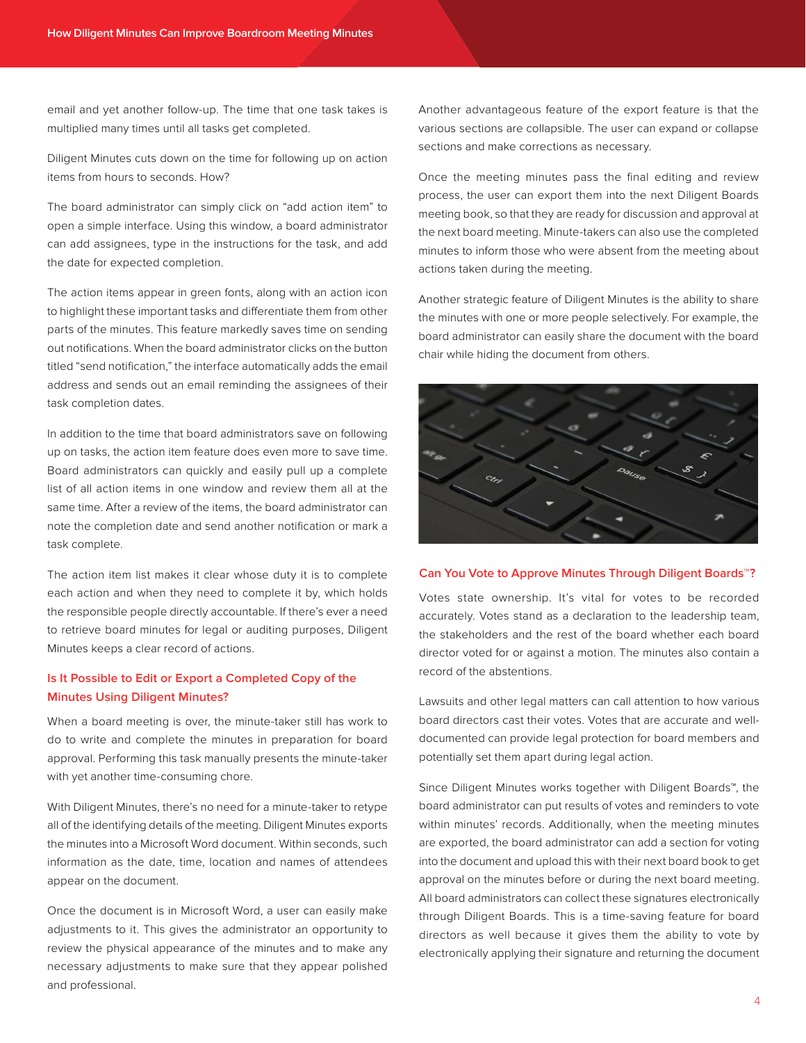email and yet another follow-up. The time that one task takes is multiplied many times until all tasks get completed.

Diligent Minutes cuts down on the time for following up on action items from hours to seconds. How?

The board administrator can simply click on “add action item” to open a simple interface. Using this window, a board administrator can add assignees, type in the instructions for the task, and add the date for expected completion.

The action items appear in green fonts, along with an action icon to highlight these important tasks and differentiate them from other parts of the minutes. This feature markedly saves time on sending out notifications. When the board administrator clicks on the button titled “send notification,” the interface automatically adds the email address and sends out an email reminding the assignees of their task completion dates.

In addition to the time that board administrators save on following up on tasks, the action item feature does even more to save time. Board administrators can quickly and easily pull up a complete list of all action items in one window and review them all at the same time. After a review of the items, the board administrator can note the completion date and send another notification or mark a task complete.

The action item list makes it clear whose duty it is to complete each action and when they need to complete it by, which holds the responsible people directly accountable. If there’s ever a need to retrieve board minutes for legal or auditing purposes, Diligent Minutes keeps a clear record of actions.

### Is It Possible to Edit or Export a Completed Copy of the Minutes Using Diligent Minutes?

When a board meeting is over, the minute-taker still has work to do to write and complete the minutes in preparation for board approval. Performing this task manually presents the minute-taker with yet another time-consuming chore.

With Diligent Minutes, there’s no need for a minute-taker to retype all of the identifying details of the meeting. Diligent Minutes exports the minutes into a Microsoft Word document. Within seconds, such information as the date, time, location and names of attendees appear on the document.

Once the document is in Microsoft Word, a user can easily make adjustments to it. This gives the administrator an opportunity to review the physical appearance of the minutes and to make any necessary adjustments to make sure that they appear polished and professional.

Another advantageous feature of the export feature is that the various sections are collapsible. The user can expand or collapse sections and make corrections as necessary.

Once the meeting minutes pass the final editing and review process, the user can export them into the next Diligent Boards meeting book, so that they are ready for discussion and approval at the next board meeting. Minute-takers can also use the completed minutes to inform those who were absent from the meeting about actions taken during the meeting.

Another strategic feature of Diligent Minutes is the ability to share the minutes with one or more people selectively. For example, the board administrator can easily share the document with the board chair while hiding the document from others.

### Can You Vote to Approve Minutes Through Diligent Boards™?

Votes state ownership. It’s vital for votes to be recorded accurately. Votes stand as a declaration to the leadership team, the stakeholders and the rest of the board whether each board director voted for or against a motion. The minutes also contain a record of the abstentions.

Lawsuits and other legal matters can call attention to how various board directors cast their votes. Votes that are accurate and well-documented can provide legal protection for board members and potentially set them apart during legal action.

Since Diligent Minutes works together with Diligent Boards™, the board administrator can put results of votes and reminders to vote within minutes’ records. Additionally, when the meeting minutes are exported, the board administrator can add a section for voting into the document and upload this with their next board book to get approval on the minutes before or during the next board meeting. All board administrators can collect these signatures electronically through Diligent Boards. This is a time-saving feature for board directors as well because it gives them the ability to vote by electronically applying their signature and returning the document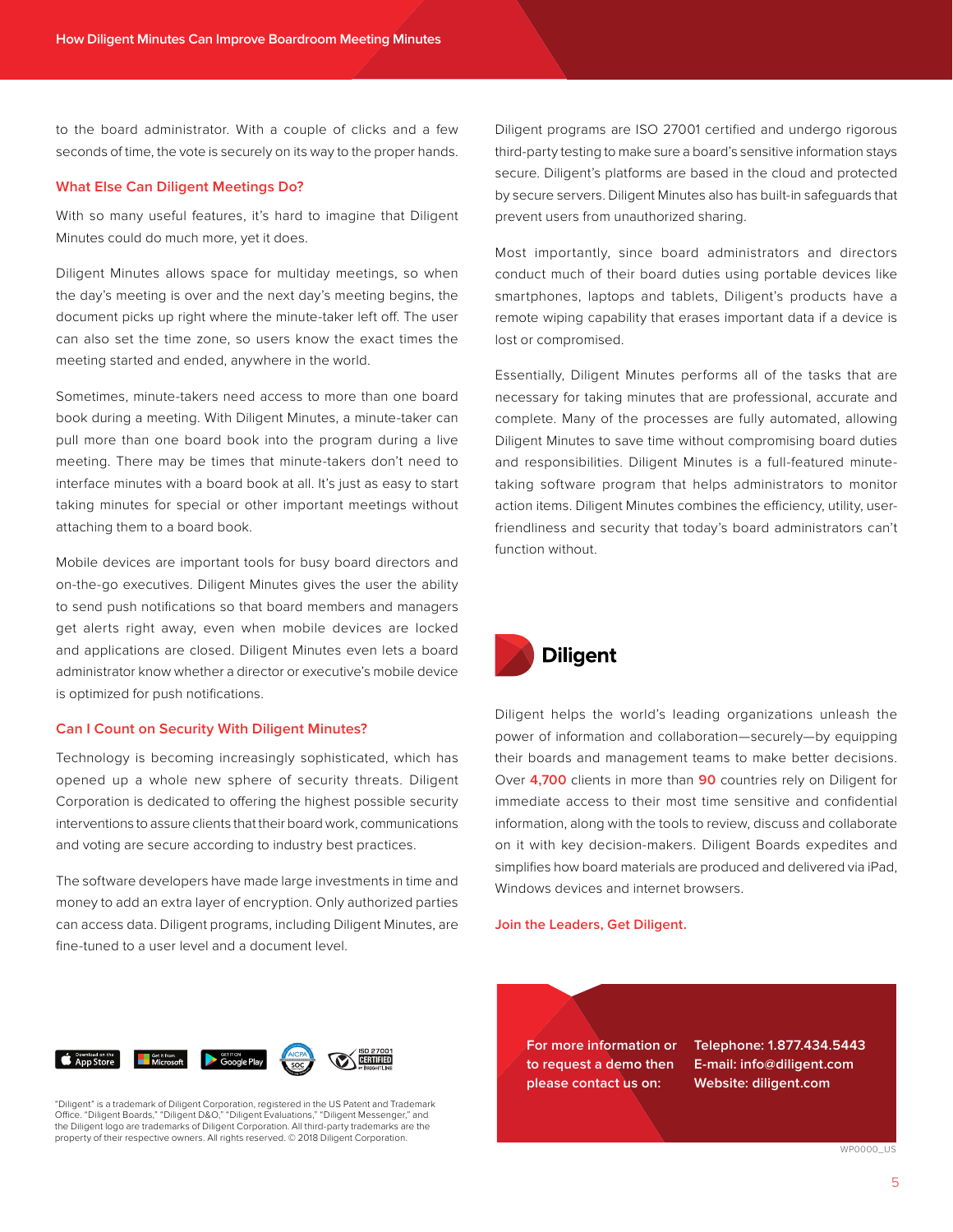to the board administrator. With a couple of clicks and a few seconds of time, the vote is securely on its way to the proper hands.

### What Else Can Diligent Meetings Do?

With so many useful features, it's hard to imagine that Diligent Minutes could do much more, yet it does.

Diligent Minutes allows space for multiday meetings, so when the day's meeting is over and the next day's meeting begins, the document picks up right where the minute-taker left off. The user can also set the time zone, so users know the exact times the meeting started and ended, anywhere in the world.

Sometimes, minute-takers need access to more than one board book during a meeting. With Diligent Minutes, a minute-taker can pull more than one board book into the program during a live meeting. There may be times that minute-takers don't need to interface minutes with a board book at all. It's just as easy to start taking minutes for special or other important meetings without attaching them to a board book.

Mobile devices are important tools for busy board directors and on-the-go executives. Diligent Minutes gives the user the ability to send push notifications so that board members and managers get alerts right away, even when mobile devices are locked and applications are closed. Diligent Minutes even lets a board administrator know whether a director or executive's mobile device is optimized for push notifications.

### Can I Count on Security With Diligent Minutes?

Technology is becoming increasingly sophisticated, which has opened up a whole new sphere of security threats. Diligent Corporation is dedicated to offering the highest possible security interventions to assure clients that their board work, communications and voting are secure according to industry best practices.

The software developers have made large investments in time and money to add an extra layer of encryption. Only authorized parties can access data. Diligent programs, including Diligent Minutes, are fine-tuned to a user level and a document level.

Diligent programs are ISO 27001 certified and undergo rigorous third-party testing to make sure a board's sensitive information stays secure. Diligent's platforms are based in the cloud and protected by secure servers. Diligent Minutes also has built-in safeguards that prevent users from unauthorized sharing.

Most importantly, since board administrators and directors conduct much of their board duties using portable devices like smartphones, laptops and tablets, Diligent's products have a remote wiping capability that erases important data if a device is lost or compromised.

Essentially, Diligent Minutes performs all of the tasks that are necessary for taking minutes that are professional, accurate and complete. Many of the processes are fully automated, allowing Diligent Minutes to save time without compromising board duties and responsibilities. Diligent Minutes is a full-featured minute-taking software program that helps administrators to monitor action items. Diligent Minutes combines the efficiency, utility, user-friendliness and security that today's board administrators can't function without.

**Diligent**

Diligent helps the world's leading organizations unleash the power of information and collaboration—securely—by equipping their boards and management teams to make better decisions. Over **4,700** clients in more than **90** countries rely on Diligent for immediate access to their most time sensitive and confidential information, along with the tools to review, discuss and collaborate on it with key decision-makers. Diligent Boards expedites and simplifies how board materials are produced and delivered via iPad, Windows devices and internet browsers.

**Join the Leaders, Get Diligent.**

**For more information or to request a demo then please contact us on:**

**Telephone: 1.877.434.5443**
**E-mail: info@diligent.com**
**Website: diligent.com**

Download on the App Store | Get it from Microsoft | Get it on Google Play | AICPA SOC | ISO 27001 CERTIFIED by BRIGHTLINE

"Diligent" is a trademark of Diligent Corporation, registered in the US Patent and Trademark Office. "Diligent Boards," "Diligent D&O," "Diligent Evaluations," "Diligent Messenger," and the Diligent logo are trademarks of Diligent Corporation. All third-party trademarks are the property of their respective owners. All rights reserved. © 2018 Diligent Corporation.

WP0000_US